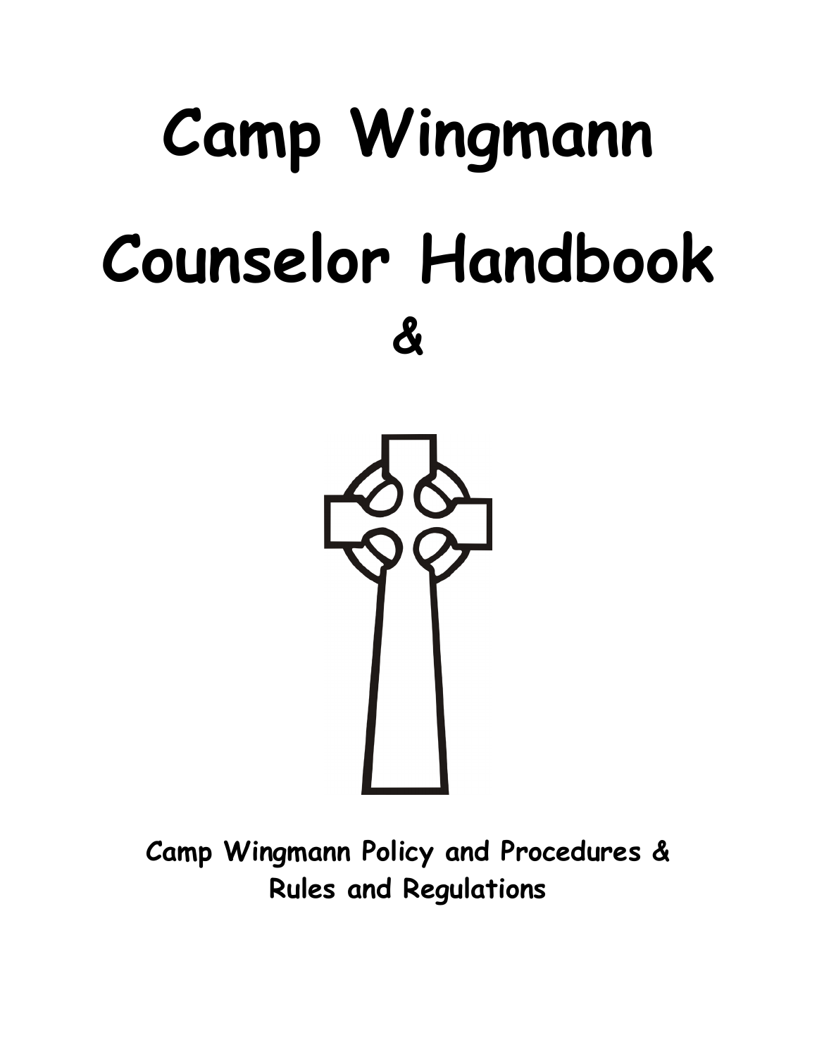# Camp Wingmann

# Counselor Handbook

&

**Camp Wingmann Policy and Procedures & Rules and Regulations**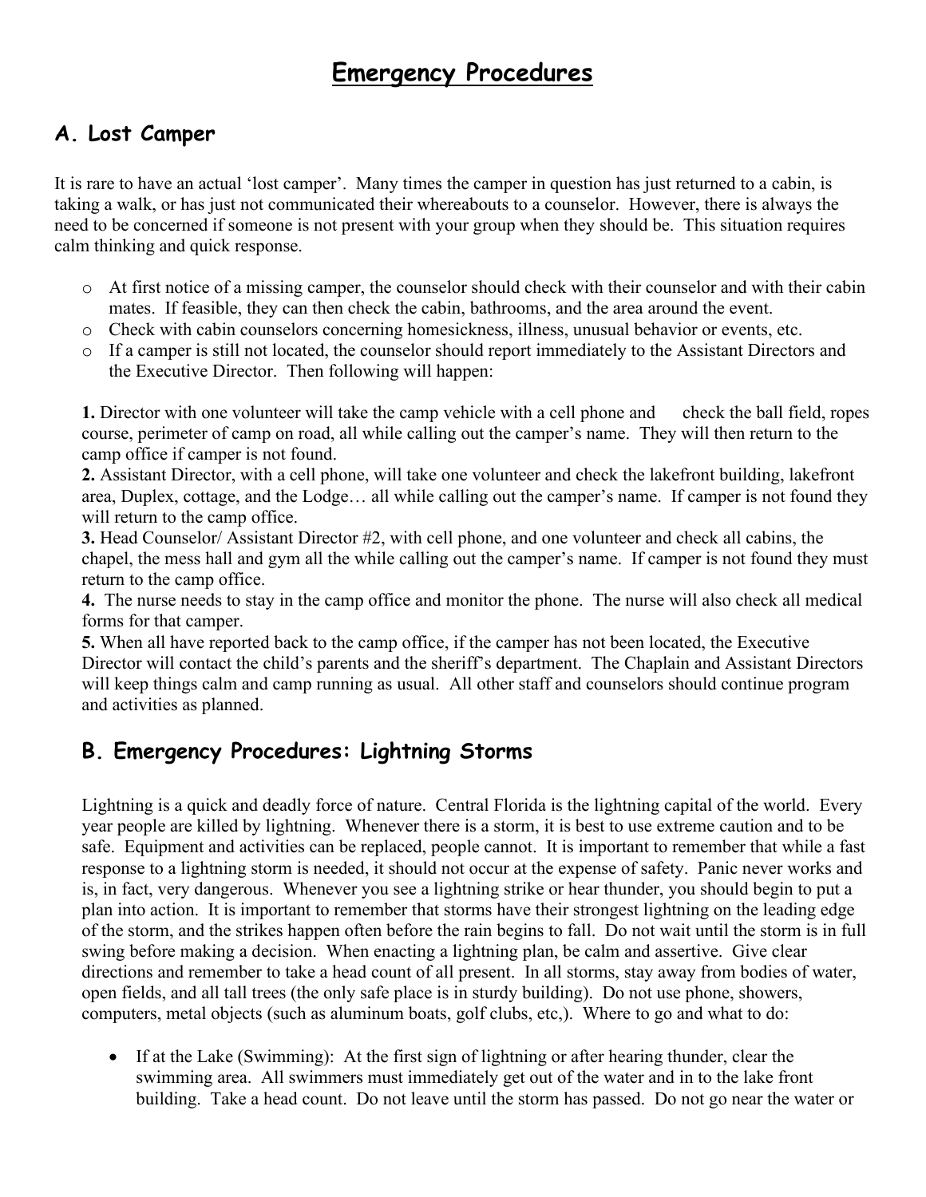# Emergency Procedures

## A. Lost Camper

It is rare to have an actual 'lost camper'. Many times the camper in question has just returned to a cabin, is taking a walk, or has just not communicated their whereabouts to a counselor. However, there is always the need to be concerned if someone is not present with your group when they should be. This situation requires calm thinking and quick response.

- At first notice of a missing camper, the counselor should check with their counselor and with their cabin mates. If feasible, they can then check the cabin, bathrooms, and the area around the event.
- Check with cabin counselors concerning homesickness, illness, unusual behavior or events, etc.
- If a camper is still not located, the counselor should report immediately to the Assistant Directors and the Executive Director. Then following will happen:

**1.** Director with one volunteer will take the camp vehicle with a cell phone and check the ball field, ropes course, perimeter of camp on road, all while calling out the camper's name. They will then return to the camp office if camper is not found.
**2.** Assistant Director, with a cell phone, will take one volunteer and check the lakefront building, lakefront area, Duplex, cottage, and the Lodge… all while calling out the camper's name. If camper is not found they will return to the camp office.
**3.** Head Counselor/ Assistant Director #2, with cell phone, and one volunteer and check all cabins, the chapel, the mess hall and gym all the while calling out the camper's name. If camper is not found they must return to the camp office.
**4.** The nurse needs to stay in the camp office and monitor the phone. The nurse will also check all medical forms for that camper.
**5.** When all have reported back to the camp office, if the camper has not been located, the Executive Director will contact the child's parents and the sheriff's department. The Chaplain and Assistant Directors will keep things calm and camp running as usual. All other staff and counselors should continue program and activities as planned.

## B. Emergency Procedures: Lightning Storms

Lightning is a quick and deadly force of nature. Central Florida is the lightning capital of the world. Every year people are killed by lightning. Whenever there is a storm, it is best to use extreme caution and to be safe. Equipment and activities can be replaced, people cannot. It is important to remember that while a fast response to a lightning storm is needed, it should not occur at the expense of safety. Panic never works and is, in fact, very dangerous. Whenever you see a lightning strike or hear thunder, you should begin to put a plan into action. It is important to remember that storms have their strongest lightning on the leading edge of the storm, and the strikes happen often before the rain begins to fall. Do not wait until the storm is in full swing before making a decision. When enacting a lightning plan, be calm and assertive. Give clear directions and remember to take a head count of all present. In all storms, stay away from bodies of water, open fields, and all tall trees (the only safe place is in sturdy building). Do not use phone, showers, computers, metal objects (such as aluminum boats, golf clubs, etc,). Where to go and what to do:

- If at the Lake (Swimming): At the first sign of lightning or after hearing thunder, clear the swimming area. All swimmers must immediately get out of the water and in to the lake front building. Take a head count. Do not leave until the storm has passed. Do not go near the water or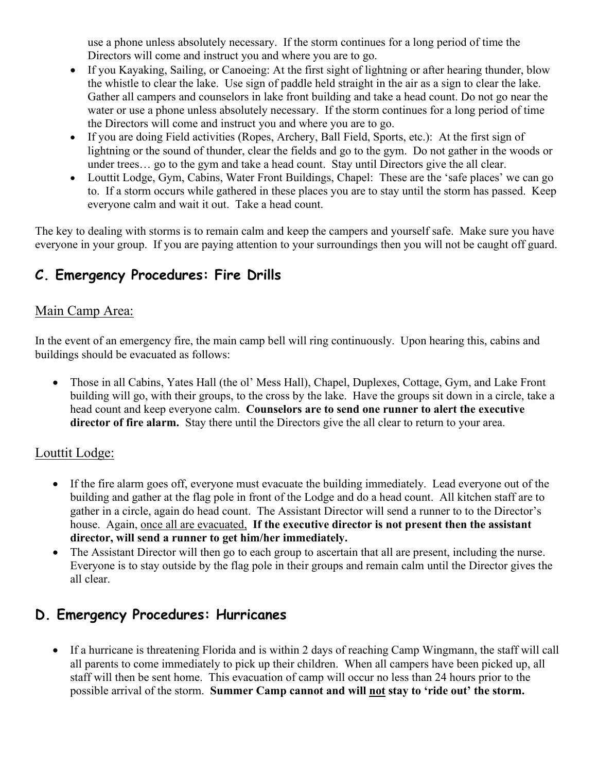use a phone unless absolutely necessary. If the storm continues for a long period of time the Directors will come and instruct you and where you are to go.

- If you Kayaking, Sailing, or Canoeing: At the first sight of lightning or after hearing thunder, blow the whistle to clear the lake. Use sign of paddle held straight in the air as a sign to clear the lake. Gather all campers and counselors in lake front building and take a head count. Do not go near the water or use a phone unless absolutely necessary. If the storm continues for a long period of time the Directors will come and instruct you and where you are to go.
- If you are doing Field activities (Ropes, Archery, Ball Field, Sports, etc.): At the first sign of lightning or the sound of thunder, clear the fields and go to the gym. Do not gather in the woods or under trees… go to the gym and take a head count. Stay until Directors give the all clear.
- Louttit Lodge, Gym, Cabins, Water Front Buildings, Chapel: These are the 'safe places' we can go to. If a storm occurs while gathered in these places you are to stay until the storm has passed. Keep everyone calm and wait it out. Take a head count.

The key to dealing with storms is to remain calm and keep the campers and yourself safe. Make sure you have everyone in your group. If you are paying attention to your surroundings then you will not be caught off guard.

## C. Emergency Procedures: Fire Drills

### Main Camp Area:

In the event of an emergency fire, the main camp bell will ring continuously. Upon hearing this, cabins and buildings should be evacuated as follows:

- Those in all Cabins, Yates Hall (the ol' Mess Hall), Chapel, Duplexes, Cottage, Gym, and Lake Front building will go, with their groups, to the cross by the lake. Have the groups sit down in a circle, take a head count and keep everyone calm. **Counselors are to send one runner to alert the executive director of fire alarm.** Stay there until the Directors give the all clear to return to your area.

### Louttit Lodge:

- If the fire alarm goes off, everyone must evacuate the building immediately. Lead everyone out of the building and gather at the flag pole in front of the Lodge and do a head count. All kitchen staff are to gather in a circle, again do head count. The Assistant Director will send a runner to to the Director's house. Again, once all are evacuated, **If the executive director is not present then the assistant director, will send a runner to get him/her immediately.**
- The Assistant Director will then go to each group to ascertain that all are present, including the nurse. Everyone is to stay outside by the flag pole in their groups and remain calm until the Director gives the all clear.

## D. Emergency Procedures: Hurricanes

- If a hurricane is threatening Florida and is within 2 days of reaching Camp Wingmann, the staff will call all parents to come immediately to pick up their children. When all campers have been picked up, all staff will then be sent home. This evacuation of camp will occur no less than 24 hours prior to the possible arrival of the storm. **Summer Camp cannot and will not stay to 'ride out' the storm.**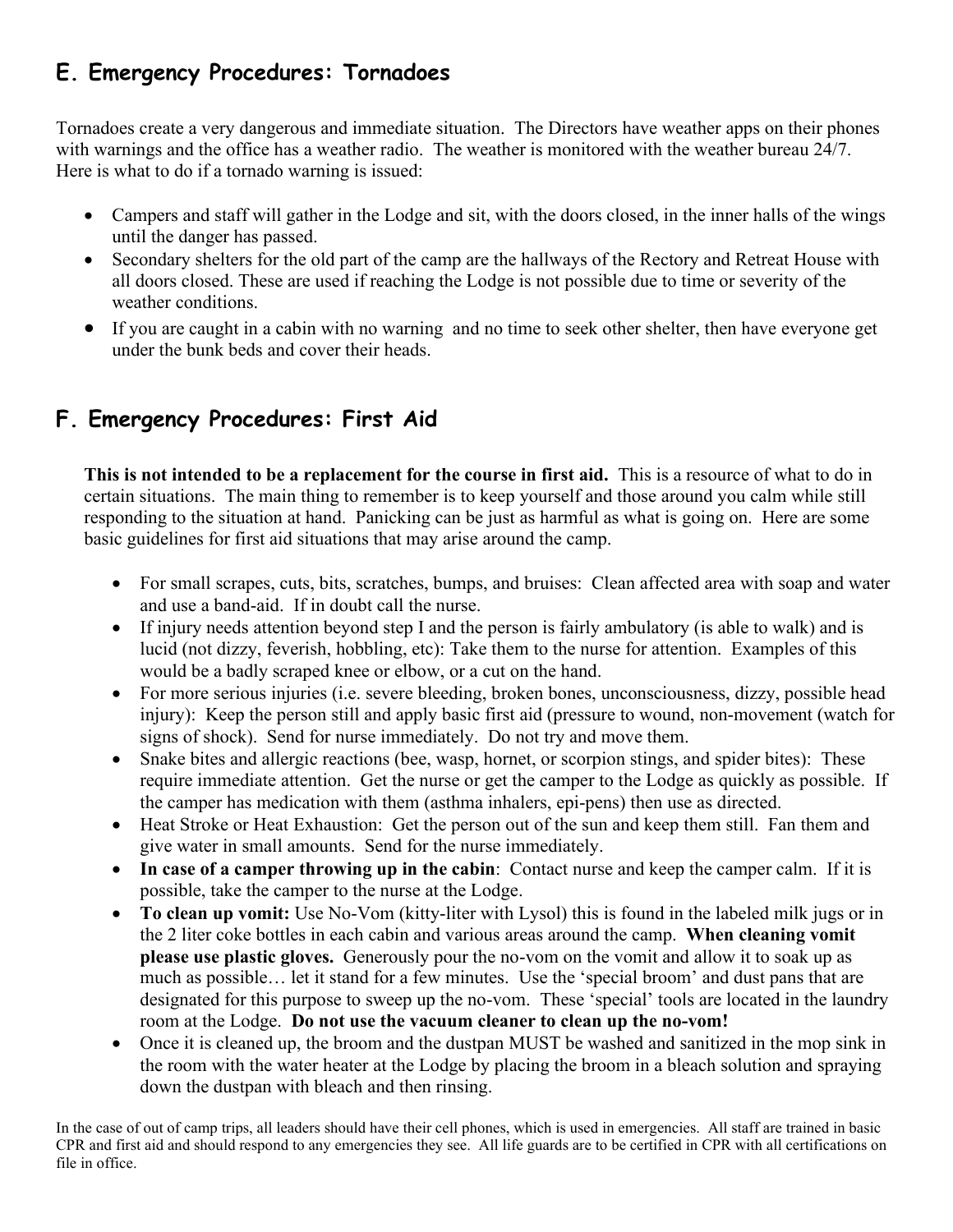## E. Emergency Procedures: Tornadoes

Tornadoes create a very dangerous and immediate situation. The Directors have weather apps on their phones with warnings and the office has a weather radio. The weather is monitored with the weather bureau 24/7. Here is what to do if a tornado warning is issued:

- Campers and staff will gather in the Lodge and sit, with the doors closed, in the inner halls of the wings until the danger has passed.
- Secondary shelters for the old part of the camp are the hallways of the Rectory and Retreat House with all doors closed. These are used if reaching the Lodge is not possible due to time or severity of the weather conditions.
- If you are caught in a cabin with no warning and no time to seek other shelter, then have everyone get under the bunk beds and cover their heads.

## F. Emergency Procedures: First Aid

**This is not intended to be a replacement for the course in first aid.** This is a resource of what to do in certain situations. The main thing to remember is to keep yourself and those around you calm while still responding to the situation at hand. Panicking can be just as harmful as what is going on. Here are some basic guidelines for first aid situations that may arise around the camp.

- For small scrapes, cuts, bits, scratches, bumps, and bruises: Clean affected area with soap and water and use a band-aid. If in doubt call the nurse.
- If injury needs attention beyond step I and the person is fairly ambulatory (is able to walk) and is lucid (not dizzy, feverish, hobbling, etc): Take them to the nurse for attention. Examples of this would be a badly scraped knee or elbow, or a cut on the hand.
- For more serious injuries (i.e. severe bleeding, broken bones, unconsciousness, dizzy, possible head injury): Keep the person still and apply basic first aid (pressure to wound, non-movement (watch for signs of shock). Send for nurse immediately. Do not try and move them.
- Snake bites and allergic reactions (bee, wasp, hornet, or scorpion stings, and spider bites): These require immediate attention. Get the nurse or get the camper to the Lodge as quickly as possible. If the camper has medication with them (asthma inhalers, epi-pens) then use as directed.
- Heat Stroke or Heat Exhaustion: Get the person out of the sun and keep them still. Fan them and give water in small amounts. Send for the nurse immediately.
- **In case of a camper throwing up in the cabin**: Contact nurse and keep the camper calm. If it is possible, take the camper to the nurse at the Lodge.
- **To clean up vomit:** Use No-Vom (kitty-liter with Lysol) this is found in the labeled milk jugs or in the 2 liter coke bottles in each cabin and various areas around the camp. **When cleaning vomit please use plastic gloves.** Generously pour the no-vom on the vomit and allow it to soak up as much as possible… let it stand for a few minutes. Use the 'special broom' and dust pans that are designated for this purpose to sweep up the no-vom. These 'special' tools are located in the laundry room at the Lodge. **Do not use the vacuum cleaner to clean up the no-vom!**
- Once it is cleaned up, the broom and the dustpan MUST be washed and sanitized in the mop sink in the room with the water heater at the Lodge by placing the broom in a bleach solution and spraying down the dustpan with bleach and then rinsing.

In the case of out of camp trips, all leaders should have their cell phones, which is used in emergencies. All staff are trained in basic CPR and first aid and should respond to any emergencies they see. All life guards are to be certified in CPR with all certifications on file in office.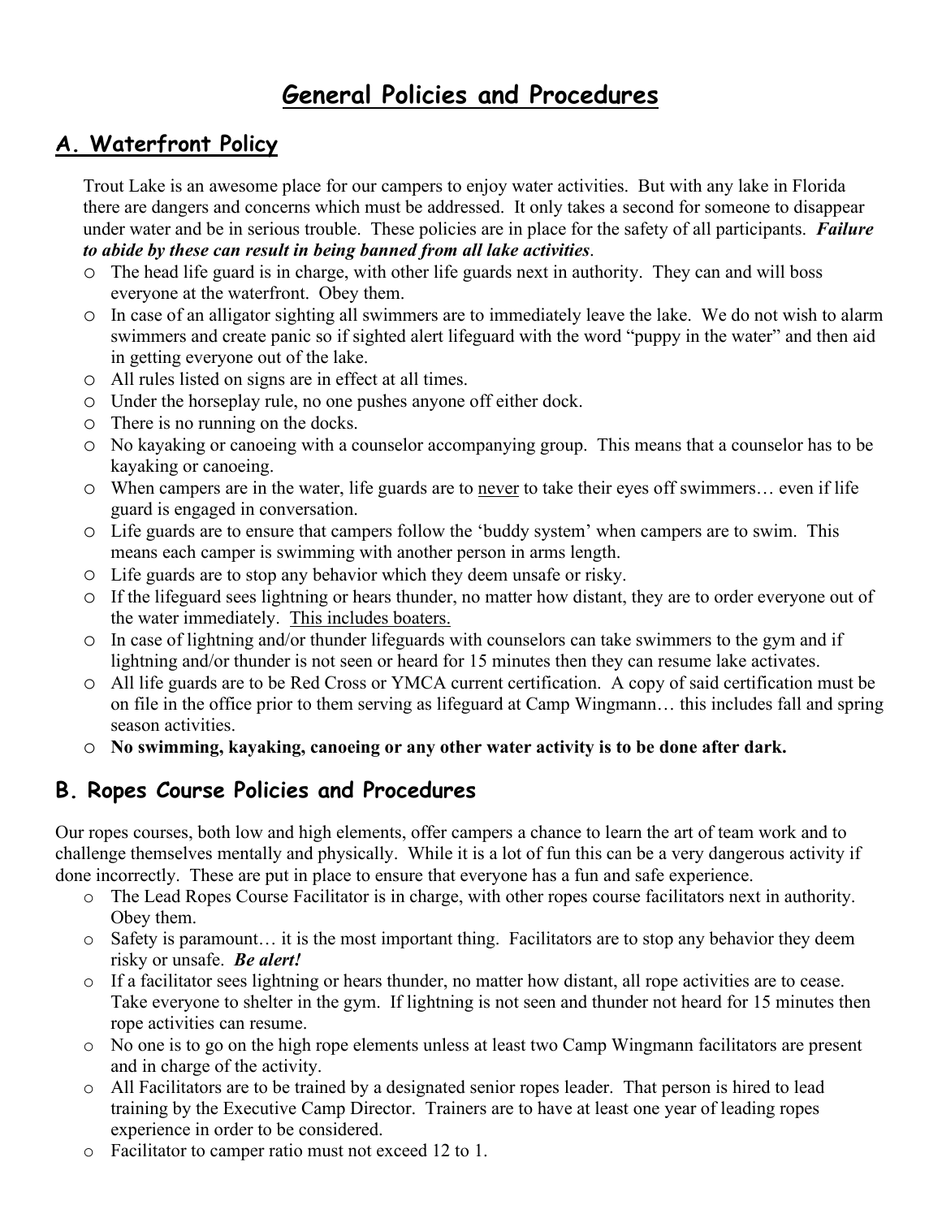# General Policies and Procedures

## A. Waterfront Policy

Trout Lake is an awesome place for our campers to enjoy water activities. But with any lake in Florida there are dangers and concerns which must be addressed. It only takes a second for someone to disappear under water and be in serious trouble. These policies are in place for the safety of all participants. ***Failure to abide by these can result in being banned from all lake activities***.

- The head life guard is in charge, with other life guards next in authority. They can and will boss everyone at the waterfront. Obey them.
- In case of an alligator sighting all swimmers are to immediately leave the lake. We do not wish to alarm swimmers and create panic so if sighted alert lifeguard with the word "puppy in the water" and then aid in getting everyone out of the lake.
- All rules listed on signs are in effect at all times.
- Under the horseplay rule, no one pushes anyone off either dock.
- There is no running on the docks.
- No kayaking or canoeing with a counselor accompanying group. This means that a counselor has to be kayaking or canoeing.
- When campers are in the water, life guards are to <u>never</u> to take their eyes off swimmers… even if life guard is engaged in conversation.
- Life guards are to ensure that campers follow the 'buddy system' when campers are to swim. This means each camper is swimming with another person in arms length.
- Life guards are to stop any behavior which they deem unsafe or risky.
- If the lifeguard sees lightning or hears thunder, no matter how distant, they are to order everyone out of the water immediately. <u>This includes boaters.</u>
- In case of lightning and/or thunder lifeguards with counselors can take swimmers to the gym and if lightning and/or thunder is not seen or heard for 15 minutes then they can resume lake activates.
- All life guards are to be Red Cross or YMCA current certification. A copy of said certification must be on file in the office prior to them serving as lifeguard at Camp Wingmann… this includes fall and spring season activities.
- **No swimming, kayaking, canoeing or any other water activity is to be done after dark.**

## B. Ropes Course Policies and Procedures

Our ropes courses, both low and high elements, offer campers a chance to learn the art of team work and to challenge themselves mentally and physically. While it is a lot of fun this can be a very dangerous activity if done incorrectly. These are put in place to ensure that everyone has a fun and safe experience.

- The Lead Ropes Course Facilitator is in charge, with other ropes course facilitators next in authority. Obey them.
- Safety is paramount… it is the most important thing. Facilitators are to stop any behavior they deem risky or unsafe. ***Be alert!***
- If a facilitator sees lightning or hears thunder, no matter how distant, all rope activities are to cease. Take everyone to shelter in the gym. If lightning is not seen and thunder not heard for 15 minutes then rope activities can resume.
- No one is to go on the high rope elements unless at least two Camp Wingmann facilitators are present and in charge of the activity.
- All Facilitators are to be trained by a designated senior ropes leader. That person is hired to lead training by the Executive Camp Director. Trainers are to have at least one year of leading ropes experience in order to be considered.
- Facilitator to camper ratio must not exceed 12 to 1.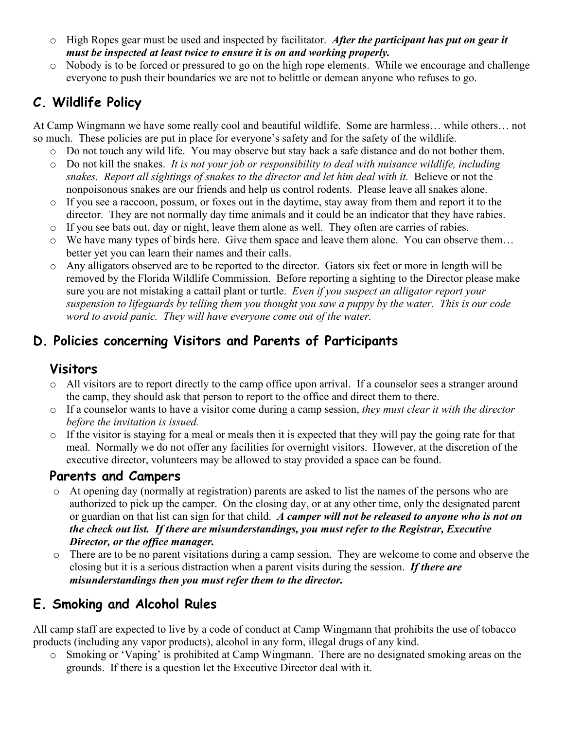- High Ropes gear must be used and inspected by facilitator. ***After the participant has put on gear it must be inspected at least twice to ensure it is on and working properly.***
- Nobody is to be forced or pressured to go on the high rope elements. While we encourage and challenge everyone to push their boundaries we are not to belittle or demean anyone who refuses to go.

## C. Wildlife Policy

At Camp Wingmann we have some really cool and beautiful wildlife. Some are harmless… while others… not so much. These policies are put in place for everyone's safety and for the safety of the wildlife.

- Do not touch any wild life. You may observe but stay back a safe distance and do not bother them.
- Do not kill the snakes. *It is not your job or responsibility to deal with nuisance wildlife, including snakes. Report all sightings of snakes to the director and let him deal with it.* Believe or not the nonpoisonous snakes are our friends and help us control rodents. Please leave all snakes alone.
- If you see a raccoon, possum, or foxes out in the daytime, stay away from them and report it to the director. They are not normally day time animals and it could be an indicator that they have rabies.
- If you see bats out, day or night, leave them alone as well. They often are carries of rabies.
- We have many types of birds here. Give them space and leave them alone. You can observe them… better yet you can learn their names and their calls.
- Any alligators observed are to be reported to the director. Gators six feet or more in length will be removed by the Florida Wildlife Commission. Before reporting a sighting to the Director please make sure you are not mistaking a cattail plant or turtle. *Even if you suspect an alligator report your suspension to lifeguards by telling them you thought you saw a puppy by the water. This is our code word to avoid panic. They will have everyone come out of the water.*

## D. Policies concerning Visitors and Parents of Participants

### Visitors

- All visitors are to report directly to the camp office upon arrival. If a counselor sees a stranger around the camp, they should ask that person to report to the office and direct them to there.
- If a counselor wants to have a visitor come during a camp session, *they must clear it with the director before the invitation is issued.*
- If the visitor is staying for a meal or meals then it is expected that they will pay the going rate for that meal. Normally we do not offer any facilities for overnight visitors. However, at the discretion of the executive director, volunteers may be allowed to stay provided a space can be found.

### Parents and Campers

- At opening day (normally at registration) parents are asked to list the names of the persons who are authorized to pick up the camper. On the closing day, or at any other time, only the designated parent or guardian on that list can sign for that child. ***A camper will not be released to anyone who is not on the check out list. If there are misunderstandings, you must refer to the Registrar, Executive Director, or the office manager.***
- There are to be no parent visitations during a camp session. They are welcome to come and observe the closing but it is a serious distraction when a parent visits during the session. ***If there are misunderstandings then you must refer them to the director.***

## E. Smoking and Alcohol Rules

All camp staff are expected to live by a code of conduct at Camp Wingmann that prohibits the use of tobacco products (including any vapor products), alcohol in any form, illegal drugs of any kind.

- Smoking or 'Vaping' is prohibited at Camp Wingmann. There are no designated smoking areas on the grounds. If there is a question let the Executive Director deal with it.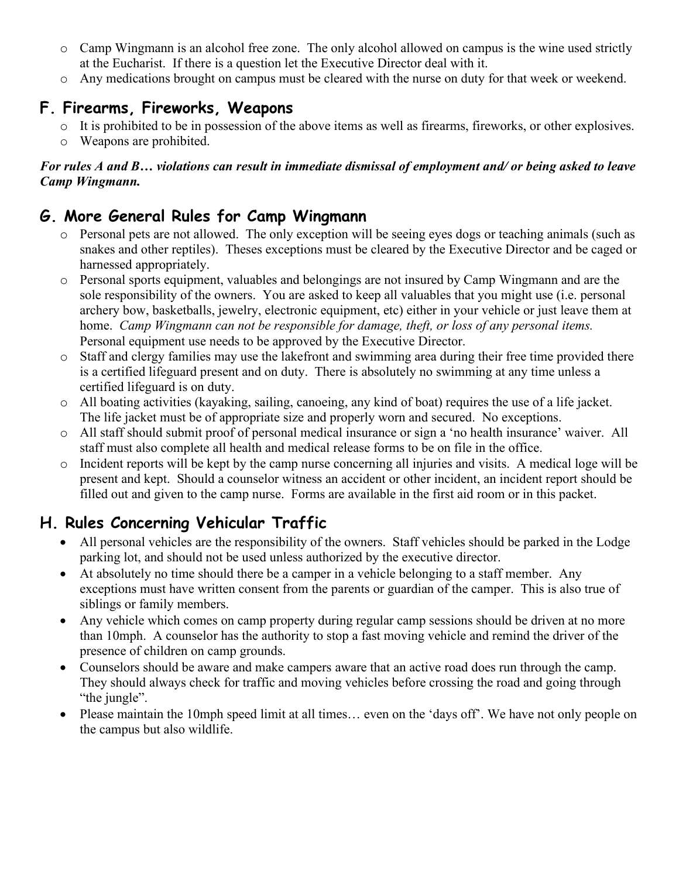- Camp Wingmann is an alcohol free zone. The only alcohol allowed on campus is the wine used strictly at the Eucharist. If there is a question let the Executive Director deal with it.
- Any medications brought on campus must be cleared with the nurse on duty for that week or weekend.

## F. Firearms, Fireworks, Weapons

- It is prohibited to be in possession of the above items as well as firearms, fireworks, or other explosives.
- Weapons are prohibited.

***For rules A and B… violations can result in immediate dismissal of employment and/ or being asked to leave Camp Wingmann.***

## G. More General Rules for Camp Wingmann

- Personal pets are not allowed. The only exception will be seeing eyes dogs or teaching animals (such as snakes and other reptiles). Theses exceptions must be cleared by the Executive Director and be caged or harnessed appropriately.
- Personal sports equipment, valuables and belongings are not insured by Camp Wingmann and are the sole responsibility of the owners. You are asked to keep all valuables that you might use (i.e. personal archery bow, basketballs, jewelry, electronic equipment, etc) either in your vehicle or just leave them at home. *Camp Wingmann can not be responsible for damage, theft, or loss of any personal items.* Personal equipment use needs to be approved by the Executive Director.
- Staff and clergy families may use the lakefront and swimming area during their free time provided there is a certified lifeguard present and on duty. There is absolutely no swimming at any time unless a certified lifeguard is on duty.
- All boating activities (kayaking, sailing, canoeing, any kind of boat) requires the use of a life jacket. The life jacket must be of appropriate size and properly worn and secured. No exceptions.
- All staff should submit proof of personal medical insurance or sign a 'no health insurance' waiver. All staff must also complete all health and medical release forms to be on file in the office.
- Incident reports will be kept by the camp nurse concerning all injuries and visits. A medical loge will be present and kept. Should a counselor witness an accident or other incident, an incident report should be filled out and given to the camp nurse. Forms are available in the first aid room or in this packet.

## H. Rules Concerning Vehicular Traffic

- All personal vehicles are the responsibility of the owners. Staff vehicles should be parked in the Lodge parking lot, and should not be used unless authorized by the executive director.
- At absolutely no time should there be a camper in a vehicle belonging to a staff member. Any exceptions must have written consent from the parents or guardian of the camper. This is also true of siblings or family members.
- Any vehicle which comes on camp property during regular camp sessions should be driven at no more than 10mph. A counselor has the authority to stop a fast moving vehicle and remind the driver of the presence of children on camp grounds.
- Counselors should be aware and make campers aware that an active road does run through the camp. They should always check for traffic and moving vehicles before crossing the road and going through "the jungle".
- Please maintain the 10mph speed limit at all times… even on the 'days off'. We have not only people on the campus but also wildlife.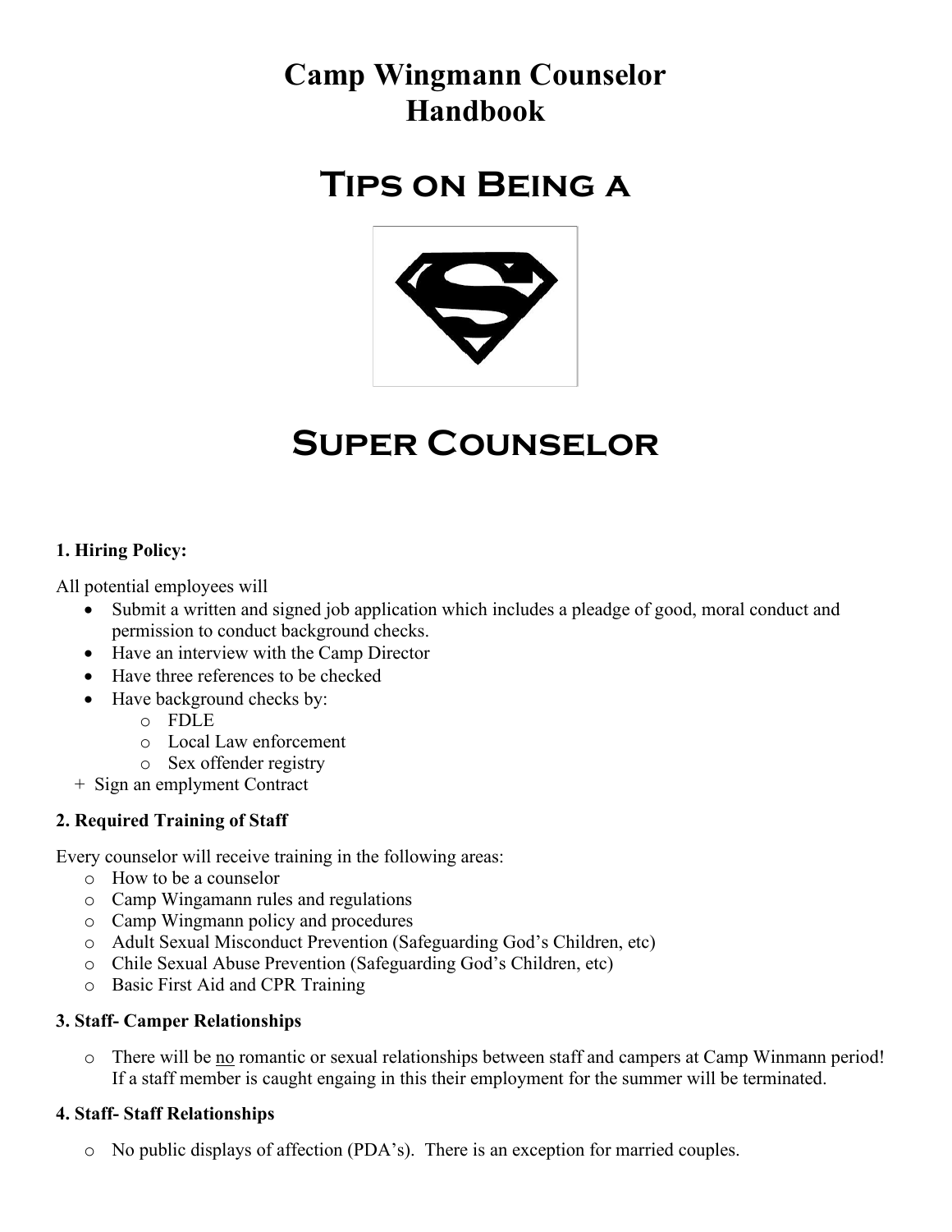# Camp Wingmann Counselor Handbook

# Tips on Being a

# Super Counselor

**1. Hiring Policy:**

All potential employees will

- Submit a written and signed job application which includes a pleadge of good, moral conduct and permission to conduct background checks.
- Have an interview with the Camp Director
- Have three references to be checked
- Have background checks by:
  - FDLE
  - Local Law enforcement
  - Sex offender registry

+ Sign an emplyment Contract

**2. Required Training of Staff**

Every counselor will receive training in the following areas:

- How to be a counselor
- Camp Wingamann rules and regulations
- Camp Wingmann policy and procedures
- Adult Sexual Misconduct Prevention (Safeguarding God's Children, etc)
- Chile Sexual Abuse Prevention (Safeguarding God's Children, etc)
- Basic First Aid and CPR Training

**3. Staff- Camper Relationships**

- There will be <u>no</u> romantic or sexual relationships between staff and campers at Camp Winmann period! If a staff member is caught engaing in this their employment for the summer will be terminated.

**4. Staff- Staff Relationships**

- No public displays of affection (PDA's). There is an exception for married couples.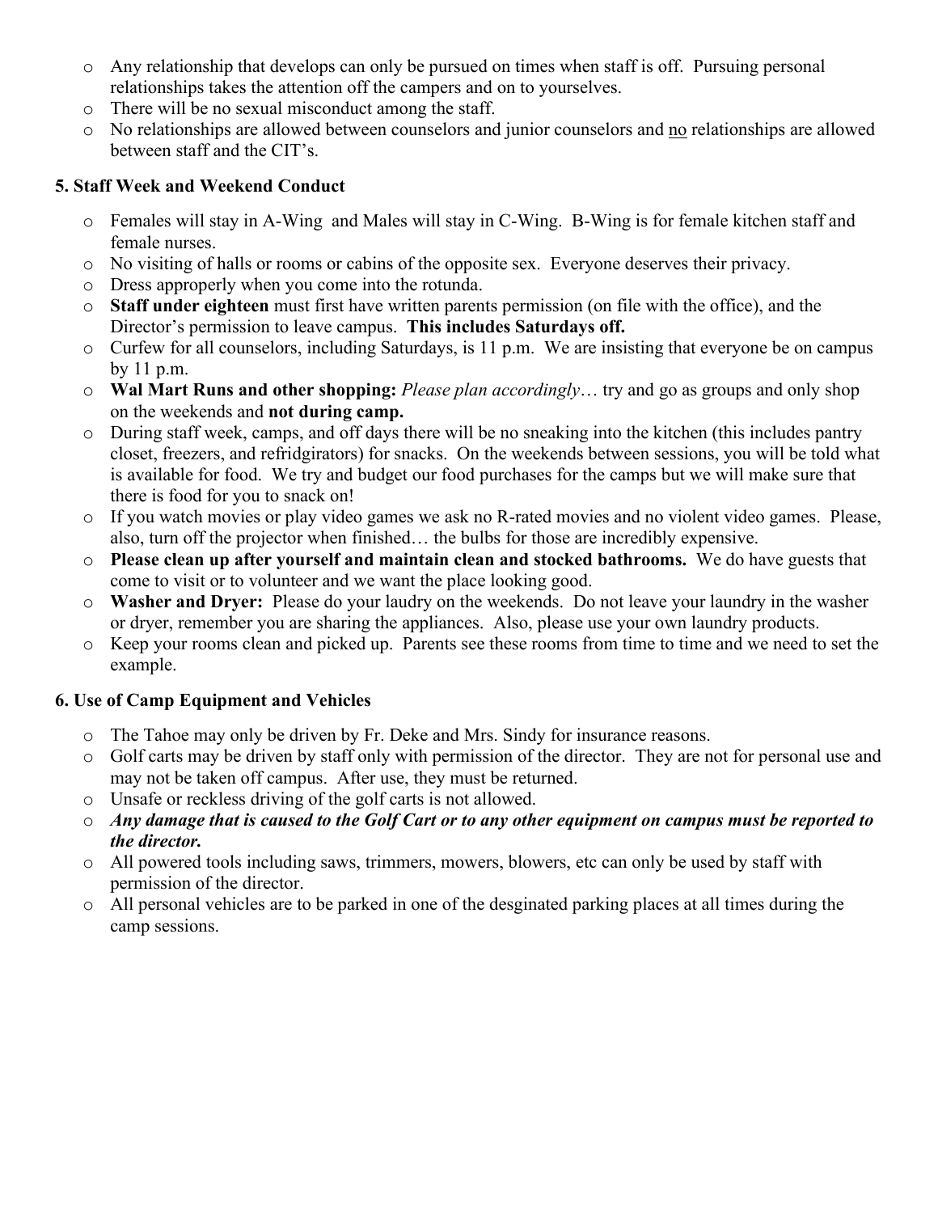- Any relationship that develops can only be pursued on times when staff is off. Pursuing personal relationships takes the attention off the campers and on to yourselves.
- There will be no sexual misconduct among the staff.
- No relationships are allowed between counselors and junior counselors and <u>no</u> relationships are allowed between staff and the CIT's.

### 5. Staff Week and Weekend Conduct

- Females will stay in A-Wing and Males will stay in C-Wing. B-Wing is for female kitchen staff and female nurses.
- No visiting of halls or rooms or cabins of the opposite sex. Everyone deserves their privacy.
- Dress approperly when you come into the rotunda.
- **Staff under eighteen** must first have written parents permission (on file with the office), and the Director's permission to leave campus. **This includes Saturdays off.**
- Curfew for all counselors, including Saturdays, is 11 p.m. We are insisting that everyone be on campus by 11 p.m.
- **Wal Mart Runs and other shopping:** *Please plan accordingly*… try and go as groups and only shop on the weekends and **not during camp.**
- During staff week, camps, and off days there will be no sneaking into the kitchen (this includes pantry closet, freezers, and refridgirators) for snacks. On the weekends between sessions, you will be told what is available for food. We try and budget our food purchases for the camps but we will make sure that there is food for you to snack on!
- If you watch movies or play video games we ask no R-rated movies and no violent video games. Please, also, turn off the projector when finished… the bulbs for those are incredibly expensive.
- **Please clean up after yourself and maintain clean and stocked bathrooms.** We do have guests that come to visit or to volunteer and we want the place looking good.
- **Washer and Dryer:** Please do your laudry on the weekends. Do not leave your laundry in the washer or dryer, remember you are sharing the appliances. Also, please use your own laundry products.
- Keep your rooms clean and picked up. Parents see these rooms from time to time and we need to set the example.

### 6. Use of Camp Equipment and Vehicles

- The Tahoe may only be driven by Fr. Deke and Mrs. Sindy for insurance reasons.
- Golf carts may be driven by staff only with permission of the director. They are not for personal use and may not be taken off campus. After use, they must be returned.
- Unsafe or reckless driving of the golf carts is not allowed.
- ***Any damage that is caused to the Golf Cart or to any other equipment on campus must be reported to the director.***
- All powered tools including saws, trimmers, mowers, blowers, etc can only be used by staff with permission of the director.
- All personal vehicles are to be parked in one of the desginated parking places at all times during the camp sessions.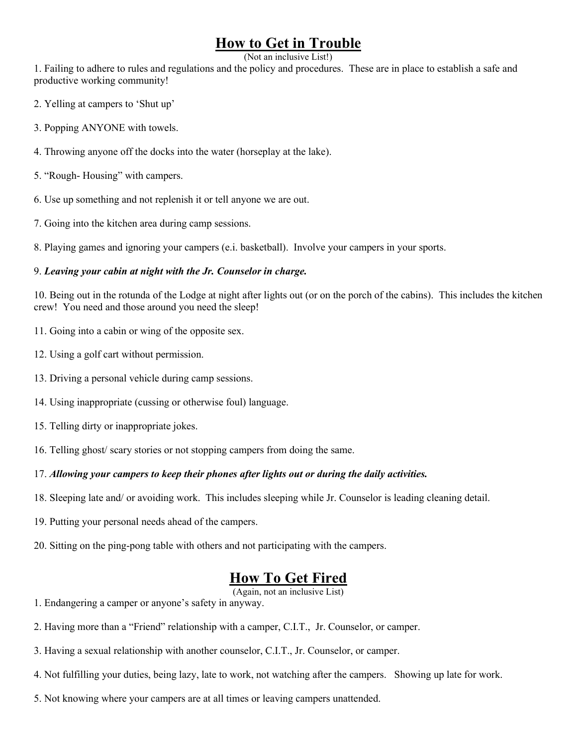# How to Get in Trouble

(Not an inclusive List!)

1. Failing to adhere to rules and regulations and the policy and procedures. These are in place to establish a safe and productive working community!

2. Yelling at campers to 'Shut up'

3. Popping ANYONE with towels.

4. Throwing anyone off the docks into the water (horseplay at the lake).

5. "Rough- Housing" with campers.

6. Use up something and not replenish it or tell anyone we are out.

7. Going into the kitchen area during camp sessions.

8. Playing games and ignoring your campers (e.i. basketball). Involve your campers in your sports.

9. ***Leaving your cabin at night with the Jr. Counselor in charge.***

10. Being out in the rotunda of the Lodge at night after lights out (or on the porch of the cabins). This includes the kitchen crew! You need and those around you need the sleep!

11. Going into a cabin or wing of the opposite sex.

12. Using a golf cart without permission.

13. Driving a personal vehicle during camp sessions.

14. Using inappropriate (cussing or otherwise foul) language.

15. Telling dirty or inappropriate jokes.

16. Telling ghost/ scary stories or not stopping campers from doing the same.

17. ***Allowing your campers to keep their phones after lights out or during the daily activities.***

18. Sleeping late and/ or avoiding work. This includes sleeping while Jr. Counselor is leading cleaning detail.

19. Putting your personal needs ahead of the campers.

20. Sitting on the ping-pong table with others and not participating with the campers.

# How To Get Fired

(Again, not an inclusive List)

1. Endangering a camper or anyone's safety in anyway.

2. Having more than a "Friend" relationship with a camper, C.I.T., Jr. Counselor, or camper.

3. Having a sexual relationship with another counselor, C.I.T., Jr. Counselor, or camper.

4. Not fulfilling your duties, being lazy, late to work, not watching after the campers. Showing up late for work.

5. Not knowing where your campers are at all times or leaving campers unattended.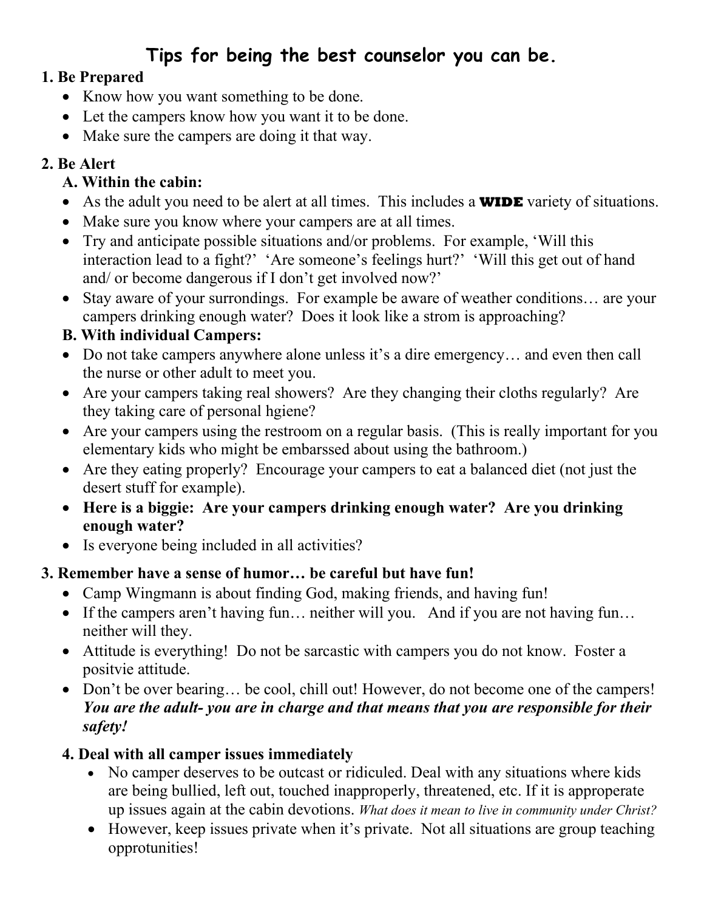# Tips for being the best counselor you can be.

**1. Be Prepared**

- Know how you want something to be done.
- Let the campers know how you want it to be done.
- Make sure the campers are doing it that way.

**2. Be Alert**

**A. Within the cabin:**

- As the adult you need to be alert at all times. This includes a **WIDE** variety of situations.
- Make sure you know where your campers are at all times.
- Try and anticipate possible situations and/or problems. For example, 'Will this interaction lead to a fight?' 'Are someone's feelings hurt?' 'Will this get out of hand and/ or become dangerous if I don't get involved now?'
- Stay aware of your surroundings. For example be aware of weather conditions… are your campers drinking enough water? Does it look like a strom is approaching?

**B. With individual Campers:**

- Do not take campers anywhere alone unless it's a dire emergency… and even then call the nurse or other adult to meet you.
- Are your campers taking real showers? Are they changing their cloths regularly? Are they taking care of personal hgiene?
- Are your campers using the restroom on a regular basis. (This is really important for you elementary kids who might be embarssed about using the bathroom.)
- Are they eating properly? Encourage your campers to eat a balanced diet (not just the desert stuff for example).
- **Here is a biggie: Are your campers drinking enough water? Are you drinking enough water?**
- Is everyone being included in all activities?

**3. Remember have a sense of humor… be careful but have fun!**

- Camp Wingmann is about finding God, making friends, and having fun!
- If the campers aren't having fun… neither will you. And if you are not having fun… neither will they.
- Attitude is everything! Do not be sarcastic with campers you do not know. Foster a positvie attitude.
- Don't be over bearing… be cool, chill out! However, do not become one of the campers! ***You are the adult- you are in charge and that means that you are responsible for their safety!***

**4. Deal with all camper issues immediately**

- No camper deserves to be outcast or ridiculed. Deal with any situations where kids are being bullied, left out, touched inapproperly, threatened, etc. If it is approperate up issues again at the cabin devotions. *What does it mean to live in community under Christ?*
- However, keep issues private when it's private. Not all situations are group teaching opprotunities!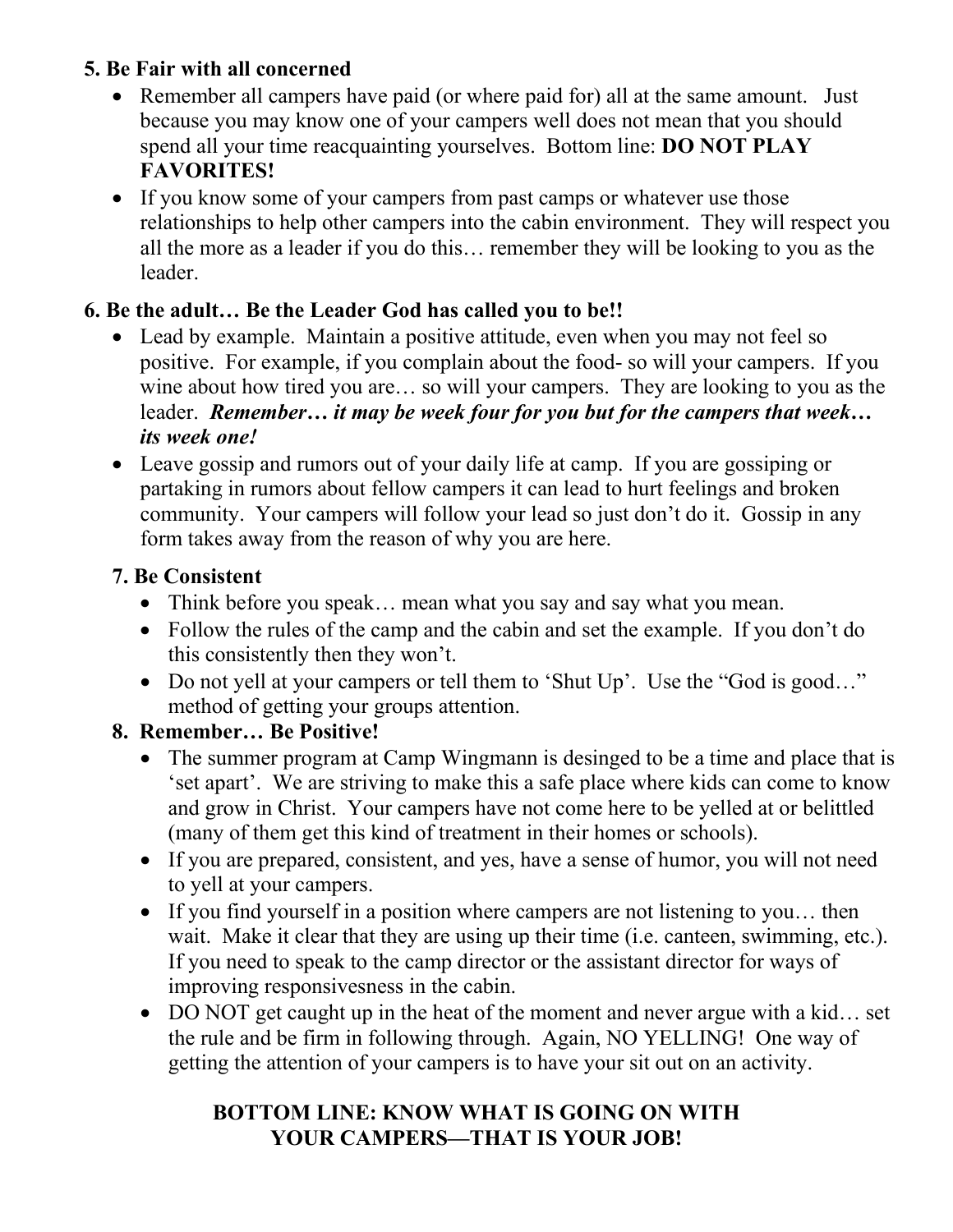**5. Be Fair with all concerned**

- Remember all campers have paid (or where paid for) all at the same amount. Just because you may know one of your campers well does not mean that you should spend all your time reacquainting yourselves. Bottom line: **DO NOT PLAY FAVORITES!**
- If you know some of your campers from past camps or whatever use those relationships to help other campers into the cabin environment. They will respect you all the more as a leader if you do this… remember they will be looking to you as the leader.

**6. Be the adult… Be the Leader God has called you to be!!**

- Lead by example. Maintain a positive attitude, even when you may not feel so positive. For example, if you complain about the food- so will your campers. If you wine about how tired you are… so will your campers. They are looking to you as the leader. ***Remember… it may be week four for you but for the campers that week… its week one!***
- Leave gossip and rumors out of your daily life at camp. If you are gossiping or partaking in rumors about fellow campers it can lead to hurt feelings and broken community. Your campers will follow your lead so just don't do it. Gossip in any form takes away from the reason of why you are here.

**7. Be Consistent**

- Think before you speak… mean what you say and say what you mean.
- Follow the rules of the camp and the cabin and set the example. If you don't do this consistently then they won't.
- Do not yell at your campers or tell them to 'Shut Up'. Use the "God is good…" method of getting your groups attention.

**8. Remember… Be Positive!**

- The summer program at Camp Wingmann is desinged to be a time and place that is 'set apart'. We are striving to make this a safe place where kids can come to know and grow in Christ. Your campers have not come here to be yelled at or belittled (many of them get this kind of treatment in their homes or schools).
- If you are prepared, consistent, and yes, have a sense of humor, you will not need to yell at your campers.
- If you find yourself in a position where campers are not listening to you… then wait. Make it clear that they are using up their time (i.e. canteen, swimming, etc.). If you need to speak to the camp director or the assistant director for ways of improving responsivesness in the cabin.
- DO NOT get caught up in the heat of the moment and never argue with a kid… set the rule and be firm in following through. Again, NO YELLING! One way of getting the attention of your campers is to have your sit out on an activity.

**BOTTOM LINE: KNOW WHAT IS GOING ON WITH YOUR CAMPERS—THAT IS YOUR JOB!**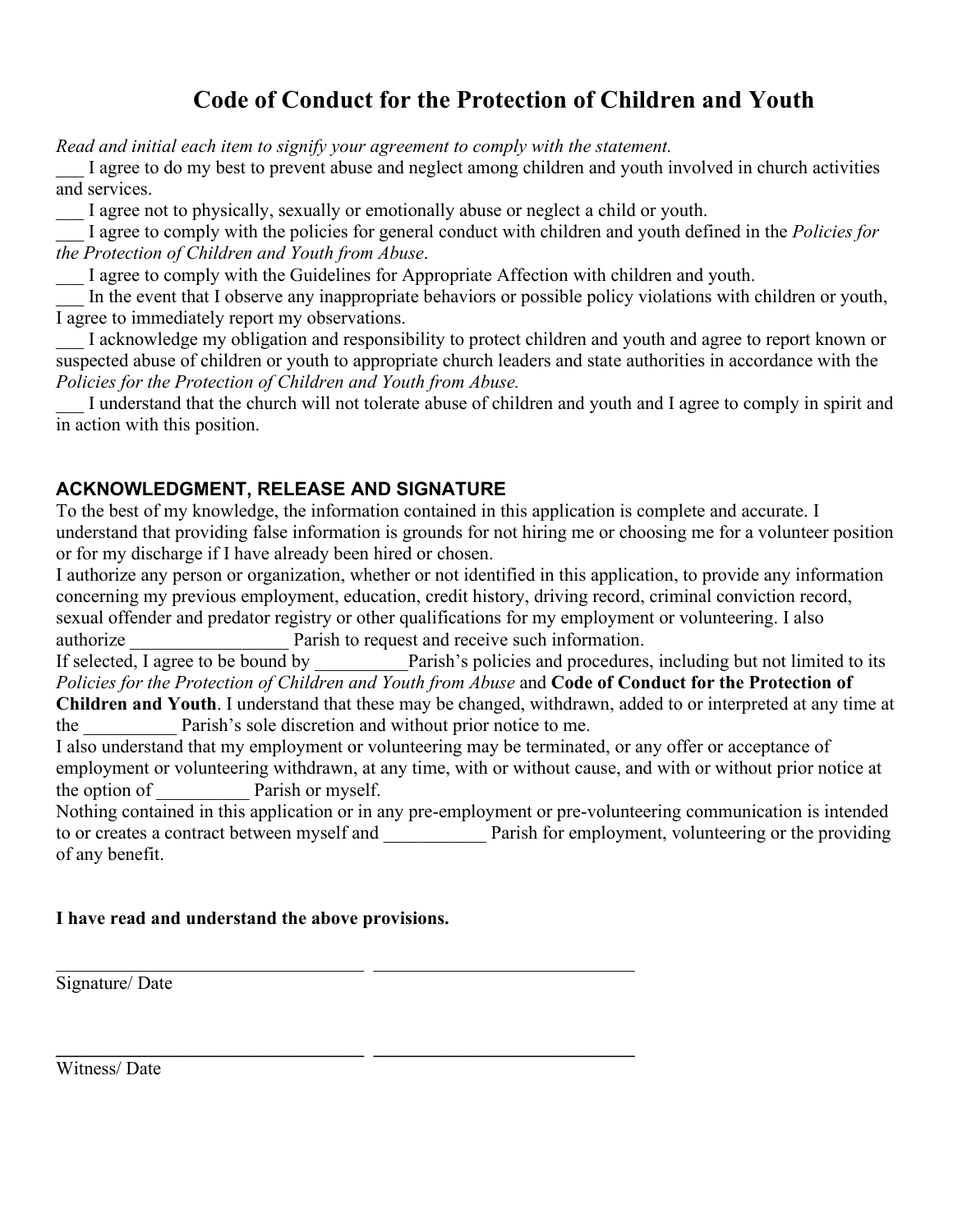# Code of Conduct for the Protection of Children and Youth

*Read and initial each item to signify your agreement to comply with the statement.*

___ I agree to do my best to prevent abuse and neglect among children and youth involved in church activities and services.

___ I agree not to physically, sexually or emotionally abuse or neglect a child or youth.

___ I agree to comply with the policies for general conduct with children and youth defined in the *Policies for the Protection of Children and Youth from Abuse*.

___ I agree to comply with the Guidelines for Appropriate Affection with children and youth.

___ In the event that I observe any inappropriate behaviors or possible policy violations with children or youth, I agree to immediately report my observations.

___ I acknowledge my obligation and responsibility to protect children and youth and agree to report known or suspected abuse of children or youth to appropriate church leaders and state authorities in accordance with the *Policies for the Protection of Children and Youth from Abuse.*

___ I understand that the church will not tolerate abuse of children and youth and I agree to comply in spirit and in action with this position.

## ACKNOWLEDGMENT, RELEASE AND SIGNATURE

To the best of my knowledge, the information contained in this application is complete and accurate. I understand that providing false information is grounds for not hiring me or choosing me for a volunteer position or for my discharge if I have already been hired or chosen.

I authorize any person or organization, whether or not identified in this application, to provide any information concerning my previous employment, education, credit history, driving record, criminal conviction record, sexual offender and predator registry or other qualifications for my employment or volunteering. I also authorize _________________ Parish to request and receive such information.

If selected, I agree to be bound by __________Parish's policies and procedures, including but not limited to its *Policies for the Protection of Children and Youth from Abuse* and **Code of Conduct for the Protection of Children and Youth**. I understand that these may be changed, withdrawn, added to or interpreted at any time at the __________ Parish's sole discretion and without prior notice to me.

I also understand that my employment or volunteering may be terminated, or any offer or acceptance of employment or volunteering withdrawn, at any time, with or without cause, and with or without prior notice at the option of __________ Parish or myself.

Nothing contained in this application or in any pre-employment or pre-volunteering communication is intended to or creates a contract between myself and ___________ Parish for employment, volunteering or the providing of any benefit.

**I have read and understand the above provisions.**

_________________________________ ____________________________

Signature/ Date

_________________________________ ____________________________

Witness/ Date